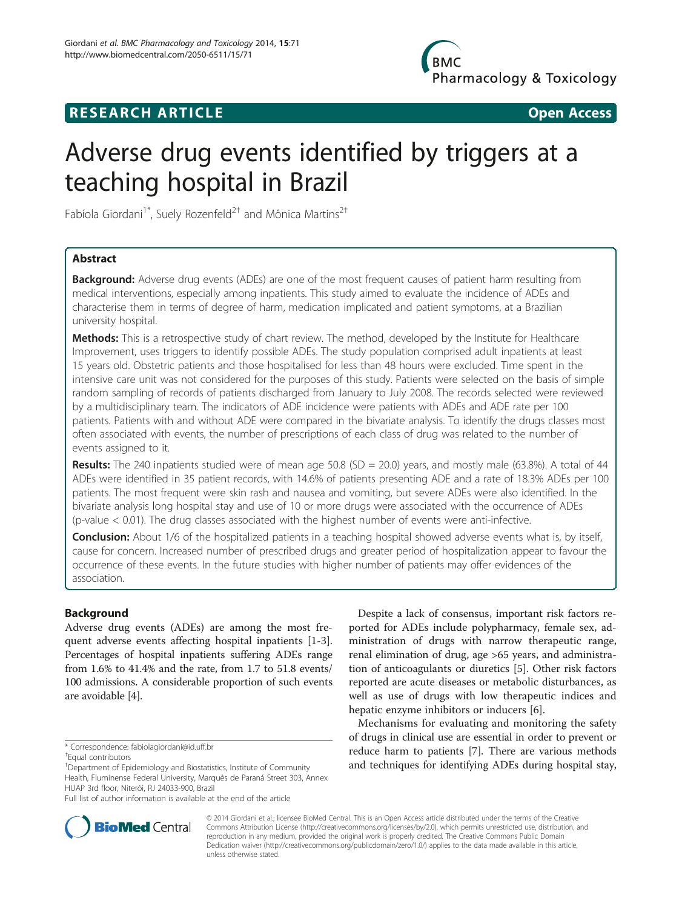**RESEARCH ARTICLE** **Open Access**

# Adverse drug events identified by triggers at a teaching hospital in Brazil

Fabíola Giordani[1*], Suely Rozenfeld[2†] and Mônica Martins[2†]

## Abstract

**Background:** Adverse drug events (ADEs) are one of the most frequent causes of patient harm resulting from medical interventions, especially among inpatients. This study aimed to evaluate the incidence of ADEs and characterise them in terms of degree of harm, medication implicated and patient symptoms, at a Brazilian university hospital.

**Methods:** This is a retrospective study of chart review. The method, developed by the Institute for Healthcare Improvement, uses triggers to identify possible ADEs. The study population comprised adult inpatients at least 15 years old. Obstetric patients and those hospitalised for less than 48 hours were excluded. Time spent in the intensive care unit was not considered for the purposes of this study. Patients were selected on the basis of simple random sampling of records of patients discharged from January to July 2008. The records selected were reviewed by a multidisciplinary team. The indicators of ADE incidence were patients with ADEs and ADE rate per 100 patients. Patients with and without ADE were compared in the bivariate analysis. To identify the drugs classes most often associated with events, the number of prescriptions of each class of drug was related to the number of events assigned to it.

**Results:** The 240 inpatients studied were of mean age 50.8 (SD = 20.0) years, and mostly male (63.8%). A total of 44 ADEs were identified in 35 patient records, with 14.6% of patients presenting ADE and a rate of 18.3% ADEs per 100 patients. The most frequent were skin rash and nausea and vomiting, but severe ADEs were also identified. In the bivariate analysis long hospital stay and use of 10 or more drugs were associated with the occurrence of ADEs (p-value < 0.01). The drug classes associated with the highest number of events were anti-infective.

**Conclusion:** About 1/6 of the hospitalized patients in a teaching hospital showed adverse events what is, by itself, cause for concern. Increased number of prescribed drugs and greater period of hospitalization appear to favour the occurrence of these events. In the future studies with higher number of patients may offer evidences of the association.

## Background

Adverse drug events (ADEs) are among the most frequent adverse events affecting hospital inpatients [1-3]. Percentages of hospital inpatients suffering ADEs range from 1.6% to 41.4% and the rate, from 1.7 to 51.8 events/100 admissions. A considerable proportion of such events are avoidable [4].

Despite a lack of consensus, important risk factors reported for ADEs include polypharmacy, female sex, administration of drugs with narrow therapeutic range, renal elimination of drug, age >65 years, and administration of anticoagulants or diuretics [5]. Other risk factors reported are acute diseases or metabolic disturbances, as well as use of drugs with low therapeutic indices and hepatic enzyme inhibitors or inducers [6].

Mechanisms for evaluating and monitoring the safety of drugs in clinical use are essential in order to prevent or reduce harm to patients [7]. There are various methods and techniques for identifying ADEs during hospital stay,

\* Correspondence: fabiolagiordani@id.uff.br

†Equal contributors

[1]Department of Epidemiology and Biostatistics, Institute of Community Health, Fluminense Federal University, Marquês de Paraná Street 303, Annex HUAP 3rd floor, Niterói, RJ 24033-900, Brazil

Full list of author information is available at the end of the article

© 2014 Giordani et al.; licensee BioMed Central. This is an Open Access article distributed under the terms of the Creative Commons Attribution License (http://creativecommons.org/licenses/by/2.0), which permits unrestricted use, distribution, and reproduction in any medium, provided the original work is properly credited. The Creative Commons Public Domain Dedication waiver (http://creativecommons.org/publicdomain/zero/1.0/) applies to the data made available in this article, unless otherwise stated.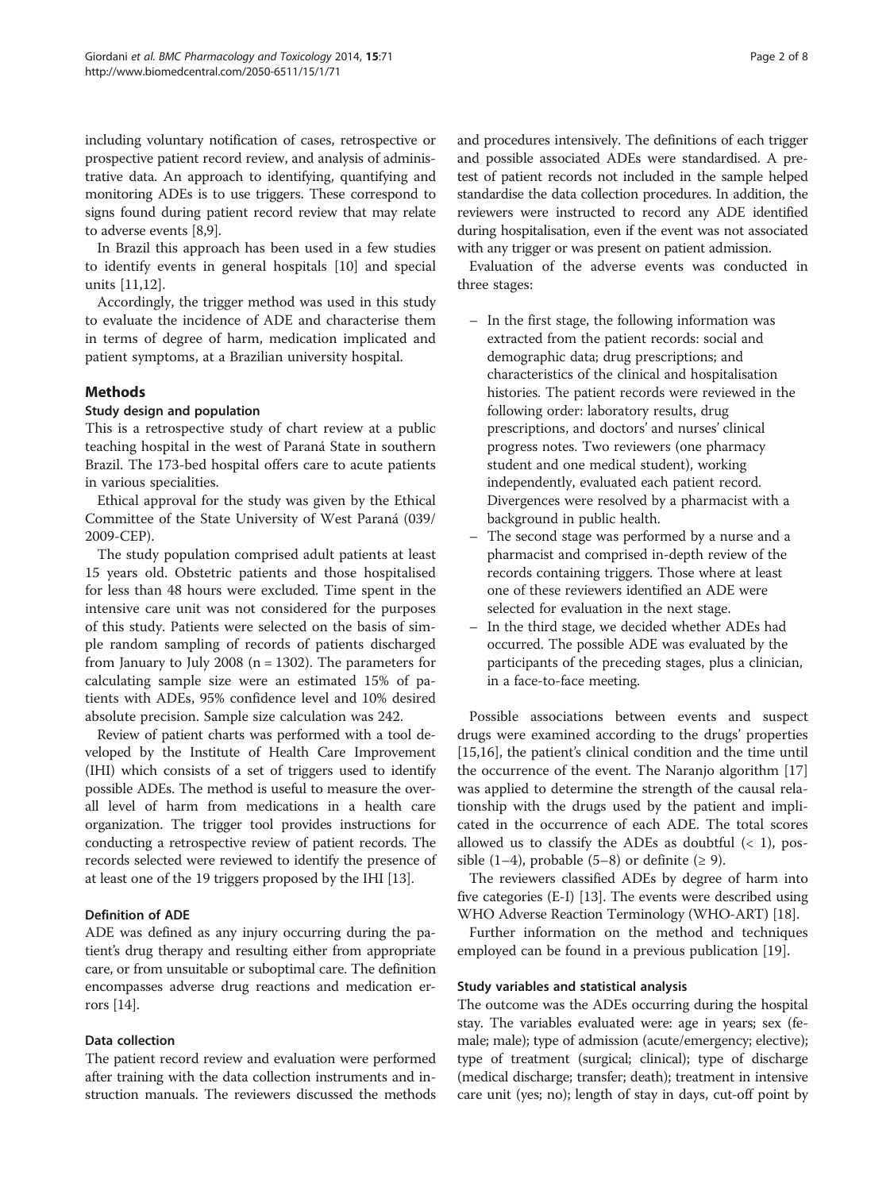including voluntary notification of cases, retrospective or prospective patient record review, and analysis of administrative data. An approach to identifying, quantifying and monitoring ADEs is to use triggers. These correspond to signs found during patient record review that may relate to adverse events [8,9].

In Brazil this approach has been used in a few studies to identify events in general hospitals [10] and special units [11,12].

Accordingly, the trigger method was used in this study to evaluate the incidence of ADE and characterise them in terms of degree of harm, medication implicated and patient symptoms, at a Brazilian university hospital.

## Methods

### Study design and population

This is a retrospective study of chart review at a public teaching hospital in the west of Paraná State in southern Brazil. The 173-bed hospital offers care to acute patients in various specialities.

Ethical approval for the study was given by the Ethical Committee of the State University of West Paraná (039/2009-CEP).

The study population comprised adult patients at least 15 years old. Obstetric patients and those hospitalised for less than 48 hours were excluded. Time spent in the intensive care unit was not considered for the purposes of this study. Patients were selected on the basis of simple random sampling of records of patients discharged from January to July 2008 (n = 1302). The parameters for calculating sample size were an estimated 15% of patients with ADEs, 95% confidence level and 10% desired absolute precision. Sample size calculation was 242.

Review of patient charts was performed with a tool developed by the Institute of Health Care Improvement (IHI) which consists of a set of triggers used to identify possible ADEs. The method is useful to measure the overall level of harm from medications in a health care organization. The trigger tool provides instructions for conducting a retrospective review of patient records. The records selected were reviewed to identify the presence of at least one of the 19 triggers proposed by the IHI [13].

### Definition of ADE

ADE was defined as any injury occurring during the patient's drug therapy and resulting either from appropriate care, or from unsuitable or suboptimal care. The definition encompasses adverse drug reactions and medication errors [14].

### Data collection

The patient record review and evaluation were performed after training with the data collection instruments and instruction manuals. The reviewers discussed the methods and procedures intensively. The definitions of each trigger and possible associated ADEs were standardised. A pretest of patient records not included in the sample helped standardise the data collection procedures. In addition, the reviewers were instructed to record any ADE identified during hospitalisation, even if the event was not associated with any trigger or was present on patient admission.

Evaluation of the adverse events was conducted in three stages:

- In the first stage, the following information was extracted from the patient records: social and demographic data; drug prescriptions; and characteristics of the clinical and hospitalisation histories. The patient records were reviewed in the following order: laboratory results, drug prescriptions, and doctors' and nurses' clinical progress notes. Two reviewers (one pharmacy student and one medical student), working independently, evaluated each patient record. Divergences were resolved by a pharmacist with a background in public health.
- The second stage was performed by a nurse and a pharmacist and comprised in-depth review of the records containing triggers. Those where at least one of these reviewers identified an ADE were selected for evaluation in the next stage.
- In the third stage, we decided whether ADEs had occurred. The possible ADE was evaluated by the participants of the preceding stages, plus a clinician, in a face-to-face meeting.

Possible associations between events and suspect drugs were examined according to the drugs' properties [15,16], the patient's clinical condition and the time until the occurrence of the event. The Naranjo algorithm [17] was applied to determine the strength of the causal relationship with the drugs used by the patient and implicated in the occurrence of each ADE. The total scores allowed us to classify the ADEs as doubtful (< 1), possible (1–4), probable (5–8) or definite (≥ 9).

The reviewers classified ADEs by degree of harm into five categories (E-I) [13]. The events were described using WHO Adverse Reaction Terminology (WHO-ART) [18].

Further information on the method and techniques employed can be found in a previous publication [19].

### Study variables and statistical analysis

The outcome was the ADEs occurring during the hospital stay. The variables evaluated were: age in years; sex (female; male); type of admission (acute/emergency; elective); type of treatment (surgical; clinical); type of discharge (medical discharge; transfer; death); treatment in intensive care unit (yes; no); length of stay in days, cut-off point by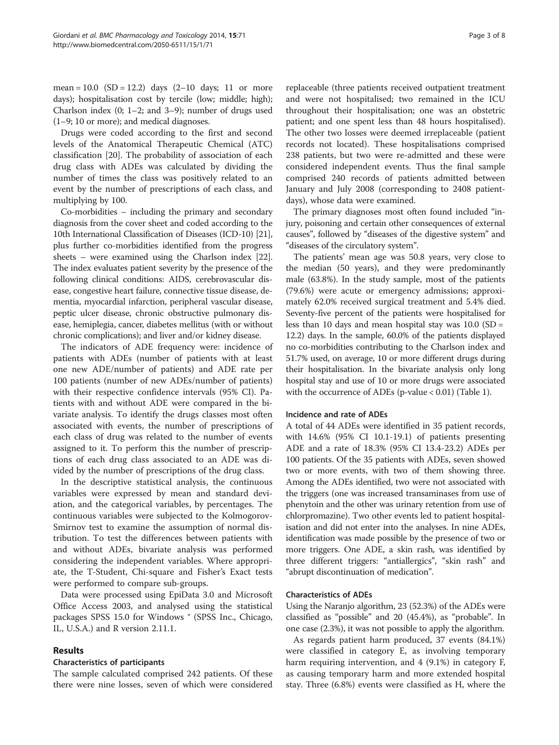mean = 10.0 (SD = 12.2) days (2–10 days; 11 or more days); hospitalisation cost by tercile (low; middle; high); Charlson index (0; 1–2; and 3–9); number of drugs used (1–9; 10 or more); and medical diagnoses.

Drugs were coded according to the first and second levels of the Anatomical Therapeutic Chemical (ATC) classification [20]. The probability of association of each drug class with ADEs was calculated by dividing the number of times the class was positively related to an event by the number of prescriptions of each class, and multiplying by 100.

Co-morbidities – including the primary and secondary diagnosis from the cover sheet and coded according to the 10th International Classification of Diseases (ICD-10) [21], plus further co-morbidities identified from the progress sheets – were examined using the Charlson index [22]. The index evaluates patient severity by the presence of the following clinical conditions: AIDS, cerebrovascular disease, congestive heart failure, connective tissue disease, dementia, myocardial infarction, peripheral vascular disease, peptic ulcer disease, chronic obstructive pulmonary disease, hemiplegia, cancer, diabetes mellitus (with or without chronic complications); and liver and/or kidney disease.

The indicators of ADE frequency were: incidence of patients with ADEs (number of patients with at least one new ADE/number of patients) and ADE rate per 100 patients (number of new ADEs/number of patients) with their respective confidence intervals (95% CI). Patients with and without ADE were compared in the bivariate analysis. To identify the drugs classes most often associated with events, the number of prescriptions of each class of drug was related to the number of events assigned to it. To perform this the number of prescriptions of each drug class associated to an ADE was divided by the number of prescriptions of the drug class.

In the descriptive statistical analysis, the continuous variables were expressed by mean and standard deviation, and the categorical variables, by percentages. The continuous variables were subjected to the Kolmogorov-Smirnov test to examine the assumption of normal distribution. To test the differences between patients with and without ADEs, bivariate analysis was performed considering the independent variables. Where appropriate, the T-Student, Chi-square and Fisher's Exact tests were performed to compare sub-groups.

Data were processed using EpiData 3.0 and Microsoft Office Access 2003, and analysed using the statistical packages SPSS 15.0 for Windows ® (SPSS Inc., Chicago, IL, U.S.A.) and R version 2.11.1.

## Results

### Characteristics of participants

The sample calculated comprised 242 patients. Of these there were nine losses, seven of which were considered replaceable (three patients received outpatient treatment and were not hospitalised; two remained in the ICU throughout their hospitalisation; one was an obstetric patient; and one spent less than 48 hours hospitalised). The other two losses were deemed irreplaceable (patient records not located). These hospitalisations comprised 238 patients, but two were re-admitted and these were considered independent events. Thus the final sample comprised 240 records of patients admitted between January and July 2008 (corresponding to 2408 patient-days), whose data were examined.

The primary diagnoses most often found included "injury, poisoning and certain other consequences of external causes", followed by "diseases of the digestive system" and "diseases of the circulatory system".

The patients' mean age was 50.8 years, very close to the median (50 years), and they were predominantly male (63.8%). In the study sample, most of the patients (79.6%) were acute or emergency admissions; approximately 62.0% received surgical treatment and 5.4% died. Seventy-five percent of the patients were hospitalised for less than 10 days and mean hospital stay was 10.0 (SD = 12.2) days. In the sample, 60.0% of the patients displayed no co-morbidities contributing to the Charlson index and 51.7% used, on average, 10 or more different drugs during their hospitalisation. In the bivariate analysis only long hospital stay and use of 10 or more drugs were associated with the occurrence of ADEs (p-value < 0.01) (Table 1).

### Incidence and rate of ADEs

A total of 44 ADEs were identified in 35 patient records, with 14.6% (95% CI 10.1-19.1) of patients presenting ADE and a rate of 18.3% (95% CI 13.4-23.2) ADEs per 100 patients. Of the 35 patients with ADEs, seven showed two or more events, with two of them showing three. Among the ADEs identified, two were not associated with the triggers (one was increased transaminases from use of phenytoin and the other was urinary retention from use of chlorpromazine). Two other events led to patient hospitalisation and did not enter into the analyses. In nine ADEs, identification was made possible by the presence of two or more triggers. One ADE, a skin rash, was identified by three different triggers: "antiallergics", "skin rash" and "abrupt discontinuation of medication".

### Characteristics of ADEs

Using the Naranjo algorithm, 23 (52.3%) of the ADEs were classified as "possible" and 20 (45.4%), as "probable". In one case (2.3%), it was not possible to apply the algorithm.

As regards patient harm produced, 37 events (84.1%) were classified in category E, as involving temporary harm requiring intervention, and 4 (9.1%) in category F, as causing temporary harm and more extended hospital stay. Three (6.8%) events were classified as H, where the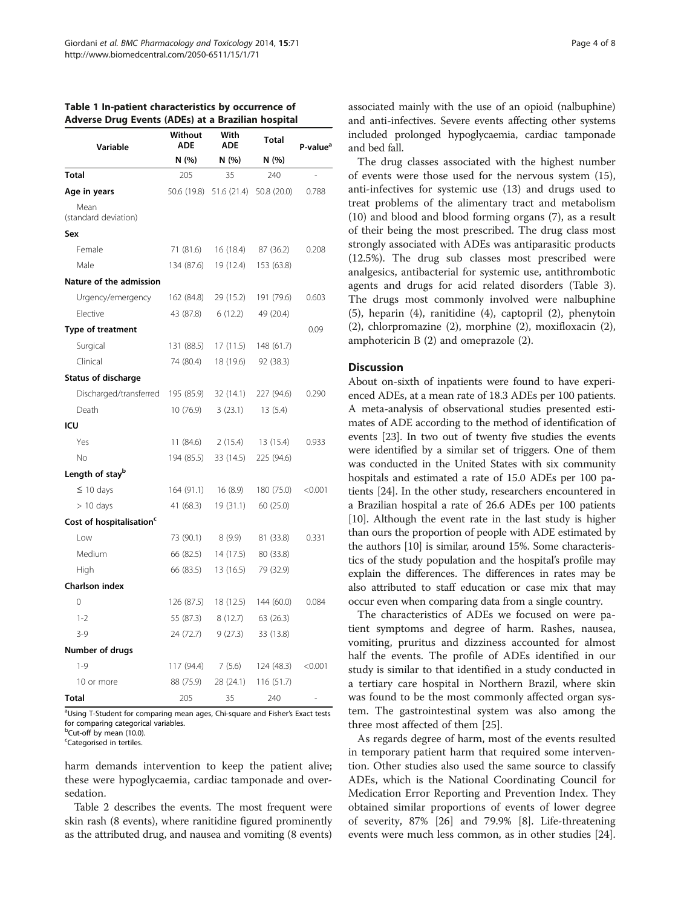**Table 1 In-patient characteristics by occurrence of Adverse Drug Events (ADEs) at a Brazilian hospital**

| Variable | Without ADE | With ADE | Total | P-value[a] |
|---|---|---|---|---|
| | N (%) | N (%) | N (%) | |
| **Total** | 205 | 35 | 240 | - |
| **Age in years** | 50.6 (19.8) | 51.6 (21.4) | 50.8 (20.0) | 0.788 |
| Mean (standard deviation) | | | | |
| **Sex** | | | | |
| Female | 71 (81.6) | 16 (18.4) | 87 (36.2) | 0.208 |
| Male | 134 (87.6) | 19 (12.4) | 153 (63.8) | |
| **Nature of the admission** | | | | |
| Urgency/emergency | 162 (84.8) | 29 (15.2) | 191 (79.6) | 0.603 |
| Elective | 43 (87.8) | 6 (12.2) | 49 (20.4) | |
| **Type of treatment** | | | | 0.09 |
| Surgical | 131 (88.5) | 17 (11.5) | 148 (61.7) | |
| Clinical | 74 (80.4) | 18 (19.6) | 92 (38.3) | |
| **Status of discharge** | | | | |
| Discharged/transferred | 195 (85.9) | 32 (14.1) | 227 (94.6) | 0.290 |
| Death | 10 (76.9) | 3 (23.1) | 13 (5.4) | |
| **ICU** | | | | |
| Yes | 11 (84.6) | 2 (15.4) | 13 (15.4) | 0.933 |
| No | 194 (85.5) | 33 (14.5) | 225 (94.6) | |
| **Length of stay**[b] | | | | |
| ≤ 10 days | 164 (91.1) | 16 (8.9) | 180 (75.0) | <0.001 |
| > 10 days | 41 (68.3) | 19 (31.1) | 60 (25.0) | |
| **Cost of hospitalisation**[c] | | | | |
| Low | 73 (90.1) | 8 (9.9) | 81 (33.8) | 0.331 |
| Medium | 66 (82.5) | 14 (17.5) | 80 (33.8) | |
| High | 66 (83.5) | 13 (16.5) | 79 (32.9) | |
| **Charlson index** | | | | |
| 0 | 126 (87.5) | 18 (12.5) | 144 (60.0) | 0.084 |
| 1-2 | 55 (87.3) | 8 (12.7) | 63 (26.3) | |
| 3-9 | 24 (72.7) | 9 (27.3) | 33 (13.8) | |
| **Number of drugs** | | | | |
| 1-9 | 117 (94.4) | 7 (5.6) | 124 (48.3) | <0.001 |
| 10 or more | 88 (75.9) | 28 (24.1) | 116 (51.7) | |
| **Total** | 205 | 35 | 240 | - |

[a]Using T-Student for comparing mean ages, Chi-square and Fisher's Exact tests for comparing categorical variables.
[b]Cut-off by mean (10.0).
[c]Categorised in tertiles.

harm demands intervention to keep the patient alive; these were hypoglycaemia, cardiac tamponade and over-sedation.

Table 2 describes the events. The most frequent were skin rash (8 events), where ranitidine figured prominently as the attributed drug, and nausea and vomiting (8 events) associated mainly with the use of an opioid (nalbuphine) and anti-infectives. Severe events affecting other systems included prolonged hypoglycaemia, cardiac tamponade and bed fall.

The drug classes associated with the highest number of events were those used for the nervous system (15), anti-infectives for systemic use (13) and drugs used to treat problems of the alimentary tract and metabolism (10) and blood and blood forming organs (7), as a result of their being the most prescribed. The drug class most strongly associated with ADEs was antiparasitic products (12.5%). The drug sub classes most prescribed were analgesics, antibacterial for systemic use, antithrombotic agents and drugs for acid related disorders (Table 3). The drugs most commonly involved were nalbuphine (5), heparin (4), ranitidine (4), captopril (2), phenytoin (2), chlorpromazine (2), morphine (2), moxifloxacin (2), amphotericin B (2) and omeprazole (2).

## Discussion

About on-sixth of inpatients were found to have experienced ADEs, at a mean rate of 18.3 ADEs per 100 patients. A meta-analysis of observational studies presented estimates of ADE according to the method of identification of events [23]. In two out of twenty five studies the events were identified by a similar set of triggers. One of them was conducted in the United States with six community hospitals and estimated a rate of 15.0 ADEs per 100 patients [24]. In the other study, researchers encountered in a Brazilian hospital a rate of 26.6 ADEs per 100 patients [10]. Although the event rate in the last study is higher than ours the proportion of people with ADE estimated by the authors [10] is similar, around 15%. Some characteristics of the study population and the hospital's profile may explain the differences. The differences in rates may be also attributed to staff education or case mix that may occur even when comparing data from a single country.

The characteristics of ADEs we focused on were patient symptoms and degree of harm. Rashes, nausea, vomiting, pruritus and dizziness accounted for almost half the events. The profile of ADEs identified in our study is similar to that identified in a study conducted in a tertiary care hospital in Northern Brazil, where skin was found to be the most commonly affected organ system. The gastrointestinal system was also among the three most affected of them [25].

As regards degree of harm, most of the events resulted in temporary patient harm that required some intervention. Other studies also used the same source to classify ADEs, which is the National Coordinating Council for Medication Error Reporting and Prevention Index. They obtained similar proportions of events of lower degree of severity, 87% [26] and 79.9% [8]. Life-threatening events were much less common, as in other studies [24].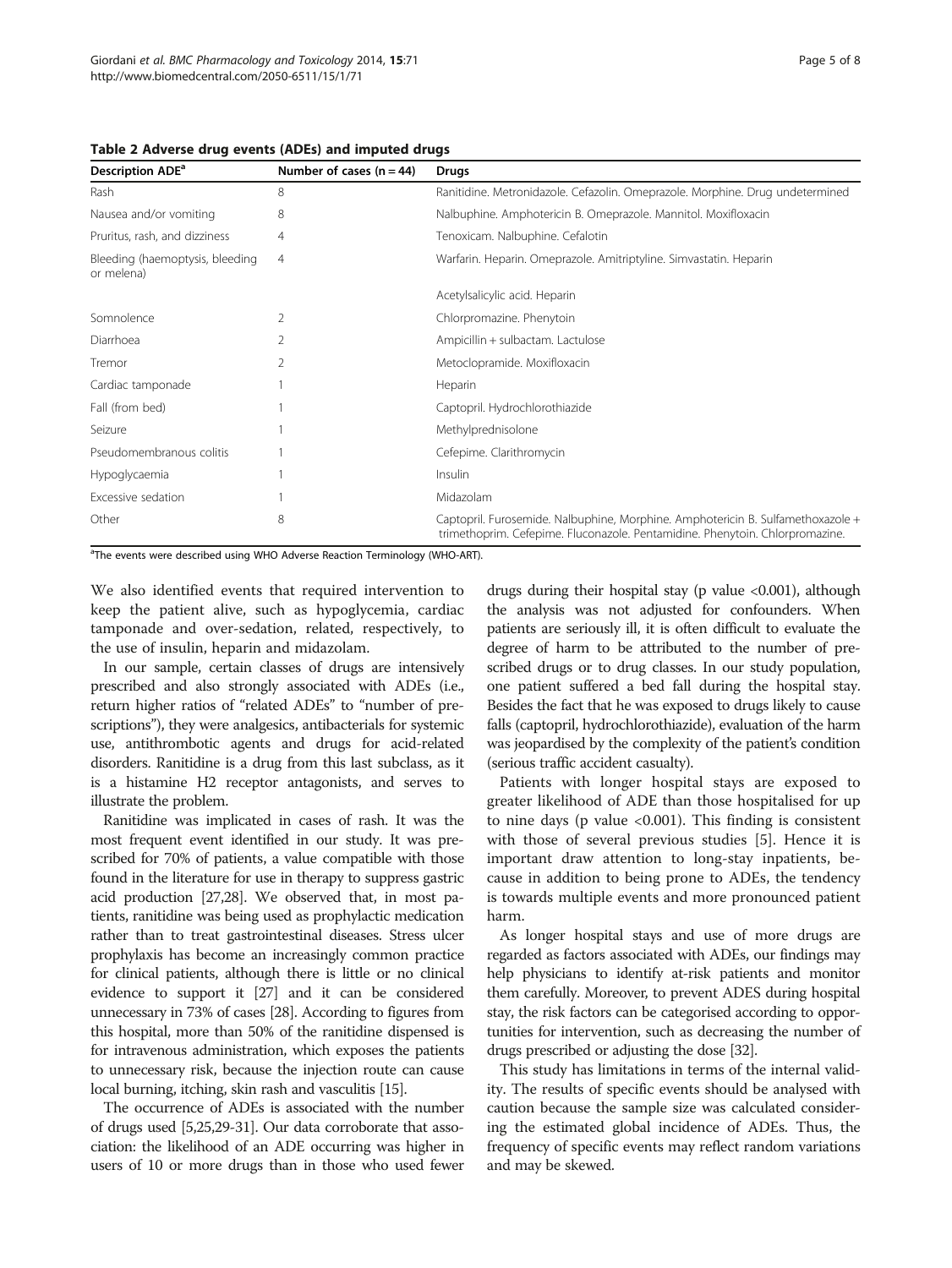**Table 2 Adverse drug events (ADEs) and imputed drugs**

| Description ADE[a] | Number of cases (n = 44) | Drugs |
|---|---|---|
| Rash | 8 | Ranitidine. Metronidazole. Cefazolin. Omeprazole. Morphine. Drug undetermined |
| Nausea and/or vomiting | 8 | Nalbuphine. Amphotericin B. Omeprazole. Mannitol. Moxifloxacin |
| Pruritus, rash, and dizziness | 4 | Tenoxicam. Nalbuphine. Cefalotin |
| Bleeding (haemoptysis, bleeding or melena) | 4 | Warfarin. Heparin. Omeprazole. Amitriptyline. Simvastatin. Heparin |
| | | Acetylsalicylic acid. Heparin |
| Somnolence | 2 | Chlorpromazine. Phenytoin |
| Diarrhoea | 2 | Ampicillin + sulbactam. Lactulose |
| Tremor | 2 | Metoclopramide. Moxifloxacin |
| Cardiac tamponade | 1 | Heparin |
| Fall (from bed) | 1 | Captopril. Hydrochlorothiazide |
| Seizure | 1 | Methylprednisolone |
| Pseudomembranous colitis | 1 | Cefepime. Clarithromycin |
| Hypoglycaemia | 1 | Insulin |
| Excessive sedation | 1 | Midazolam |
| Other | 8 | Captopril. Furosemide. Nalbuphine, Morphine. Amphotericin B. Sulfamethoxazole + trimethoprim. Cefepime. Fluconazole. Pentamidine. Phenytoin. Chlorpromazine. |

[a]The events were described using WHO Adverse Reaction Terminology (WHO-ART).

We also identified events that required intervention to keep the patient alive, such as hypoglycemia, cardiac tamponade and over-sedation, related, respectively, to the use of insulin, heparin and midazolam.

In our sample, certain classes of drugs are intensively prescribed and also strongly associated with ADEs (i.e., return higher ratios of "related ADEs" to "number of prescriptions"), they were analgesics, antibacterials for systemic use, antithrombotic agents and drugs for acid-related disorders. Ranitidine is a drug from this last subclass, as it is a histamine H2 receptor antagonists, and serves to illustrate the problem.

Ranitidine was implicated in cases of rash. It was the most frequent event identified in our study. It was prescribed for 70% of patients, a value compatible with those found in the literature for use in therapy to suppress gastric acid production [27,28]. We observed that, in most patients, ranitidine was being used as prophylactic medication rather than to treat gastrointestinal diseases. Stress ulcer prophylaxis has become an increasingly common practice for clinical patients, although there is little or no clinical evidence to support it [27] and it can be considered unnecessary in 73% of cases [28]. According to figures from this hospital, more than 50% of the ranitidine dispensed is for intravenous administration, which exposes the patients to unnecessary risk, because the injection route can cause local burning, itching, skin rash and vasculitis [15].

The occurrence of ADEs is associated with the number of drugs used [5,25,29-31]. Our data corroborate that association: the likelihood of an ADE occurring was higher in users of 10 or more drugs than in those who used fewer drugs during their hospital stay (p value <0.001), although the analysis was not adjusted for confounders. When patients are seriously ill, it is often difficult to evaluate the degree of harm to be attributed to the number of prescribed drugs or to drug classes. In our study population, one patient suffered a bed fall during the hospital stay. Besides the fact that he was exposed to drugs likely to cause falls (captopril, hydrochlorothiazide), evaluation of the harm was jeopardised by the complexity of the patient's condition (serious traffic accident casualty).

Patients with longer hospital stays are exposed to greater likelihood of ADE than those hospitalised for up to nine days (p value <0.001). This finding is consistent with those of several previous studies [5]. Hence it is important draw attention to long-stay inpatients, because in addition to being prone to ADEs, the tendency is towards multiple events and more pronounced patient harm.

As longer hospital stays and use of more drugs are regarded as factors associated with ADEs, our findings may help physicians to identify at-risk patients and monitor them carefully. Moreover, to prevent ADES during hospital stay, the risk factors can be categorised according to opportunities for intervention, such as decreasing the number of drugs prescribed or adjusting the dose [32].

This study has limitations in terms of the internal validity. The results of specific events should be analysed with caution because the sample size was calculated considering the estimated global incidence of ADEs. Thus, the frequency of specific events may reflect random variations and may be skewed.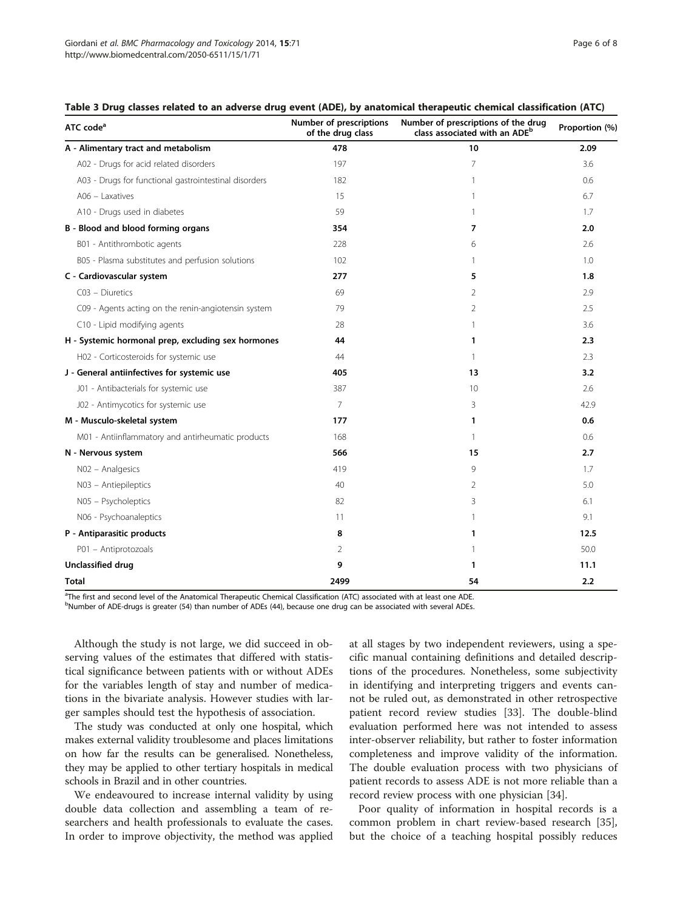**Table 3 Drug classes related to an adverse drug event (ADE), by anatomical therapeutic chemical classification (ATC)**

| ATC code[a] | Number of prescriptions of the drug class | Number of prescriptions of the drug class associated with an ADE[b] | Proportion (%) |
|---|---|---|---|
| **A - Alimentary tract and metabolism** | **478** | **10** | **2.09** |
| A02 - Drugs for acid related disorders | 197 | 7 | 3.6 |
| A03 - Drugs for functional gastrointestinal disorders | 182 | 1 | 0.6 |
| A06 – Laxatives | 15 | 1 | 6.7 |
| A10 - Drugs used in diabetes | 59 | 1 | 1.7 |
| **B - Blood and blood forming organs** | **354** | **7** | **2.0** |
| B01 - Antithrombotic agents | 228 | 6 | 2.6 |
| B05 - Plasma substitutes and perfusion solutions | 102 | 1 | 1.0 |
| **C - Cardiovascular system** | **277** | **5** | **1.8** |
| C03 – Diuretics | 69 | 2 | 2.9 |
| C09 - Agents acting on the renin-angiotensin system | 79 | 2 | 2.5 |
| C10 - Lipid modifying agents | 28 | 1 | 3.6 |
| **H - Systemic hormonal prep, excluding sex hormones** | **44** | **1** | **2.3** |
| H02 - Corticosteroids for systemic use | 44 | 1 | 2.3 |
| **J - General antiinfectives for systemic use** | **405** | **13** | **3.2** |
| J01 - Antibacterials for systemic use | 387 | 10 | 2.6 |
| J02 - Antimycotics for systemic use | 7 | 3 | 42.9 |
| **M - Musculo-skeletal system** | **177** | **1** | **0.6** |
| M01 - Antiinflammatory and antirheumatic products | 168 | 1 | 0.6 |
| **N - Nervous system** | **566** | **15** | **2.7** |
| N02 – Analgesics | 419 | 9 | 1.7 |
| N03 – Antiepileptics | 40 | 2 | 5.0 |
| N05 – Psycholeptics | 82 | 3 | 6.1 |
| N06 - Psychoanaleptics | 11 | 1 | 9.1 |
| **P - Antiparasitic products** | **8** | **1** | **12.5** |
| P01 – Antiprotozoals | 2 | 1 | 50.0 |
| **Unclassified drug** | **9** | **1** | **11.1** |
| **Total** | **2499** | **54** | **2.2** |

[a]The first and second level of the Anatomical Therapeutic Chemical Classification (ATC) associated with at least one ADE.
[b]Number of ADE-drugs is greater (54) than number of ADEs (44), because one drug can be associated with several ADEs.

Although the study is not large, we did succeed in observing values of the estimates that differed with statistical significance between patients with or without ADEs for the variables length of stay and number of medications in the bivariate analysis. However studies with larger samples should test the hypothesis of association.

The study was conducted at only one hospital, which makes external validity troublesome and places limitations on how far the results can be generalised. Nonetheless, they may be applied to other tertiary hospitals in medical schools in Brazil and in other countries.

We endeavoured to increase internal validity by using double data collection and assembling a team of researchers and health professionals to evaluate the cases. In order to improve objectivity, the method was applied at all stages by two independent reviewers, using a specific manual containing definitions and detailed descriptions of the procedures. Nonetheless, some subjectivity in identifying and interpreting triggers and events cannot be ruled out, as demonstrated in other retrospective patient record review studies [33]. The double-blind evaluation performed here was not intended to assess inter-observer reliability, but rather to foster information completeness and improve validity of the information. The double evaluation process with two physicians of patient records to assess ADE is not more reliable than a record review process with one physician [34].

Poor quality of information in hospital records is a common problem in chart review-based research [35], but the choice of a teaching hospital possibly reduces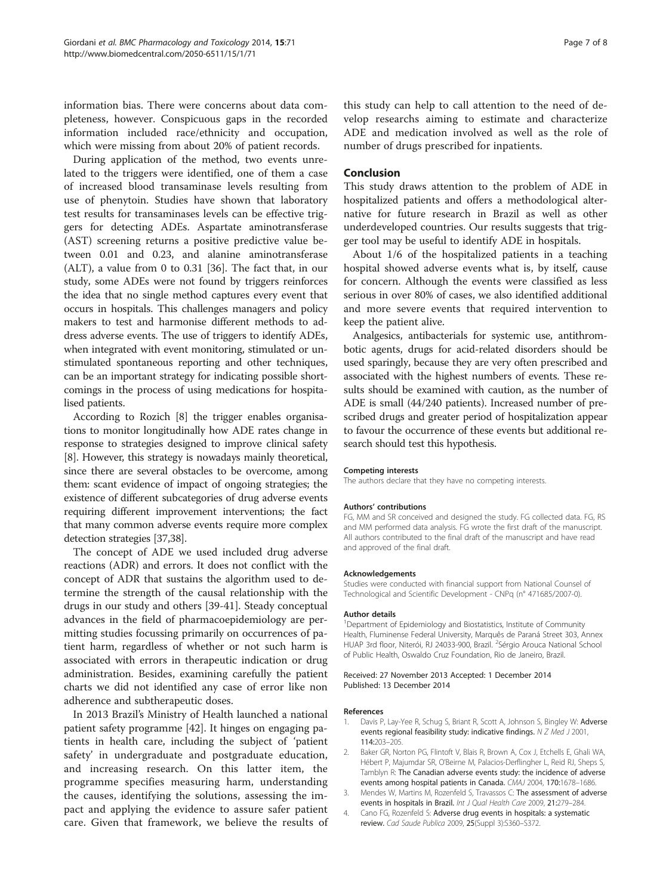information bias. There were concerns about data completeness, however. Conspicuous gaps in the recorded information included race/ethnicity and occupation, which were missing from about 20% of patient records.

During application of the method, two events unrelated to the triggers were identified, one of them a case of increased blood transaminase levels resulting from use of phenytoin. Studies have shown that laboratory test results for transaminases levels can be effective triggers for detecting ADEs. Aspartate aminotransferase (AST) screening returns a positive predictive value between 0.01 and 0.23, and alanine aminotransferase (ALT), a value from 0 to 0.31 [36]. The fact that, in our study, some ADEs were not found by triggers reinforces the idea that no single method captures every event that occurs in hospitals. This challenges managers and policy makers to test and harmonise different methods to address adverse events. The use of triggers to identify ADEs, when integrated with event monitoring, stimulated or unstimulated spontaneous reporting and other techniques, can be an important strategy for indicating possible shortcomings in the process of using medications for hospitalised patients.

According to Rozich [8] the trigger enables organisations to monitor longitudinally how ADE rates change in response to strategies designed to improve clinical safety [8]. However, this strategy is nowadays mainly theoretical, since there are several obstacles to be overcome, among them: scant evidence of impact of ongoing strategies; the existence of different subcategories of drug adverse events requiring different improvement interventions; the fact that many common adverse events require more complex detection strategies [37,38].

The concept of ADE we used included drug adverse reactions (ADR) and errors. It does not conflict with the concept of ADR that sustains the algorithm used to determine the strength of the causal relationship with the drugs in our study and others [39-41]. Steady conceptual advances in the field of pharmacoepidemiology are permitting studies focussing primarily on occurrences of patient harm, regardless of whether or not such harm is associated with errors in therapeutic indication or drug administration. Besides, examining carefully the patient charts we did not identified any case of error like non adherence and subtherapeutic doses.

In 2013 Brazil's Ministry of Health launched a national patient safety programme [42]. It hinges on engaging patients in health care, including the subject of 'patient safety' in undergraduate and postgraduate education, and increasing research. On this latter item, the programme specifies measuring harm, understanding the causes, identifying the solutions, assessing the impact and applying the evidence to assure safer patient care. Given that framework, we believe the results of this study can help to call attention to the need of develop researchs aiming to estimate and characterize ADE and medication involved as well as the role of number of drugs prescribed for inpatients.

## Conclusion

This study draws attention to the problem of ADE in hospitalized patients and offers a methodological alternative for future research in Brazil as well as other underdeveloped countries. Our results suggests that trigger tool may be useful to identify ADE in hospitals.

About 1/6 of the hospitalized patients in a teaching hospital showed adverse events what is, by itself, cause for concern. Although the events were classified as less serious in over 80% of cases, we also identified additional and more severe events that required intervention to keep the patient alive.

Analgesics, antibacterials for systemic use, antithrombotic agents, drugs for acid-related disorders should be used sparingly, because they are very often prescribed and associated with the highest numbers of events. These results should be examined with caution, as the number of ADE is small (44/240 patients). Increased number of prescribed drugs and greater period of hospitalization appear to favour the occurrence of these events but additional research should test this hypothesis.

#### Competing interests

The authors declare that they have no competing interests.

#### Authors' contributions

FG, MM and SR conceived and designed the study. FG collected data. FG, RS and MM performed data analysis. FG wrote the first draft of the manuscript. All authors contributed to the final draft of the manuscript and have read and approved of the final draft.

#### Acknowledgements

Studies were conducted with financial support from National Counsel of Technological and Scientific Development - CNPq (n° 471685/2007-0).

#### Author details

[1]Department of Epidemiology and Biostatistics, Institute of Community Health, Fluminense Federal University, Marquês de Paraná Street 303, Annex HUAP 3rd floor, Niterói, RJ 24033-900, Brazil. [2]Sérgio Arouca National School of Public Health, Oswaldo Cruz Foundation, Rio de Janeiro, Brazil.

Received: 27 November 2013 Accepted: 1 December 2014
Published: 13 December 2014

#### References

1. Davis P, Lay-Yee R, Schug S, Briant R, Scott A, Johnson S, Bingley W: Adverse events regional feasibility study: indicative findings. *N Z Med J* 2001, 114:203–205.
2. Baker GR, Norton PG, Flintoft V, Blais R, Brown A, Cox J, Etchells E, Ghali WA, Hébert P, Majumdar SR, O'Beirne M, Palacios-Derflingher L, Reid RJ, Sheps S, Tamblyn R: The Canadian adverse events study: the incidence of adverse events among hospital patients in Canada. *CMAJ* 2004, 170:1678–1686.
3. Mendes W, Martins M, Rozenfeld S, Travassos C: The assessment of adverse events in hospitals in Brazil. *Int J Qual Health Care* 2009, 21:279–284.
4. Cano FG, Rozenfeld S: Adverse drug events in hospitals: a systematic review. *Cad Saude Publica* 2009, 25(Suppl 3):S360–S372.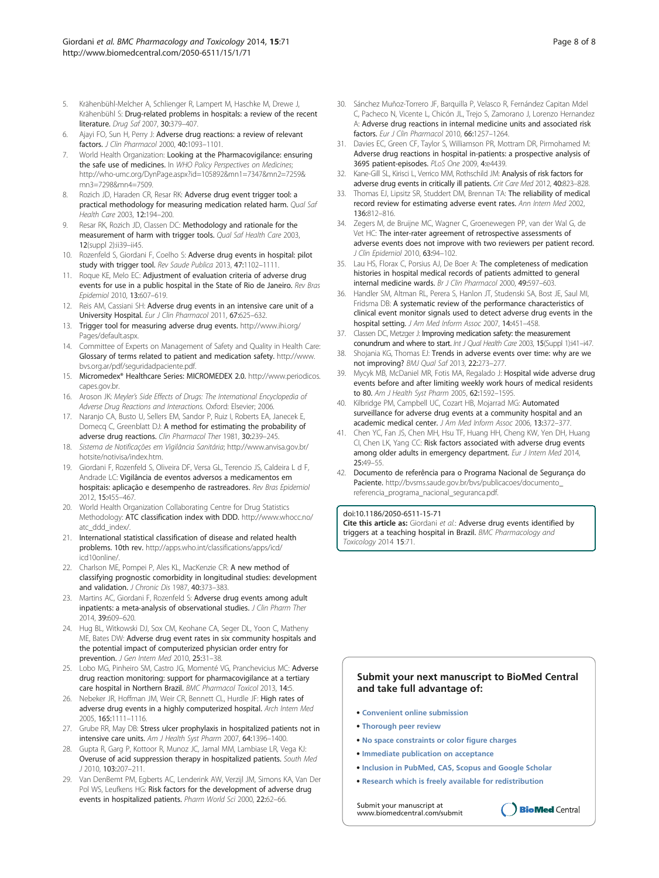5. Krähenbühl-Melcher A, Schlienger R, Lampert M, Haschke M, Drewe J, Krähenbühl S: Drug-related problems in hospitals: a review of the recent literature. *Drug Saf* 2007, 30:379–407.
6. Ajayi FO, Sun H, Perry J: Adverse drug reactions: a review of relevant factors. *J Clin Pharmacol* 2000, 40:1093–1101.
7. World Health Organization: Looking at the Pharmacovigilance: ensuring the safe use of medicines. In *WHO Policy Perspectives on Medicines*; http://who-umc.org/DynPage.aspx?id=105892&mn1=7347&mn2=7259&mn3=7298&mn4=7509.
8. Rozich JD, Haraden CR, Resar RK: Adverse drug event trigger tool: a practical methodology for measuring medication related harm. *Qual Saf Health Care* 2003, 12:194–200.
9. Resar RK, Rozich JD, Classen DC: Methodology and rationale for the measurement of harm with trigger tools. *Qual Saf Health Care* 2003, 12(suppl 2):ii39–ii45.
10. Rozenfeld S, Giordani F, Coelho S: Adverse drug events in hospital: pilot study with trigger tool. *Rev Saude Publica* 2013, 47:1102–1111.
11. Roque KE, Melo EC: Adjustment of evaluation criteria of adverse drug events for use in a public hospital in the State of Rio de Janeiro. *Rev Bras Epidemiol* 2010, 13:607–619.
12. Reis AM, Cassiani SH: Adverse drug events in an intensive care unit of a University Hospital. *Eur J Clin Pharmacol* 2011, 67:625–632.
13. Trigger tool for measuring adverse drug events. http://www.ihi.org/Pages/default.aspx.
14. Committee of Experts on Management of Safety and Quality in Health Care: Glossary of terms related to patient and medication safety. http://www.bvs.org.ar/pdf/seguridadpaciente.pdf.
15. Micromedex® Healthcare Series: MICROMEDEX 2.0. http://www.periodicos.capes.gov.br.
16. Aroson JK: *Meyler's Side Effects of Drugs: The International Encyclopedia of Adverse Drug Reactions and Interactions*. Oxford: Elsevier; 2006.
17. Naranjo CA, Busto U, Sellers EM, Sandor P, Ruiz I, Roberts EA, Janecek E, Domecq C, Greenblatt DJ: A method for estimating the probability of adverse drug reactions. *Clin Pharmacol Ther* 1981, 30:239–245.
18. *Sistema de Notificações em Vigilância Sanitária*; http://www.anvisa.gov.br/hotsite/notivisa/index.htm.
19. Giordani F, Rozenfeld S, Oliveira DF, Versa GL, Terencio JS, Caldeira L d F, Andrade LC: Vigilância de eventos adversos a medicamentos em hospitais: aplicação e desempenho de rastreadores. *Rev Bras Epidemiol* 2012, 15:455–467.
20. World Health Organization Collaborating Centre for Drug Statistics Methodology: ATC classification index with DDD. http://www.whocc.no/atc_ddd_index/.
21. International statistical classification of disease and related health problems. 10th rev. http://apps.who.int/classifications/apps/icd/icd10online/.
22. Charlson ME, Pompei P, Ales KL, MacKenzie CR: A new method of classifying prognostic comorbidity in longitudinal studies: development and validation. *J Chronic Dis* 1987, 40:373–383.
23. Martins AC, Giordani F, Rozenfeld S: Adverse drug events among adult inpatients: a meta-analysis of observational studies. *J Clin Pharm Ther* 2014, 39:609–620.
24. Hug BL, Witkowski DJ, Sox CM, Keohane CA, Seger DL, Yoon C, Matheny ME, Bates DW: Adverse drug event rates in six community hospitals and the potential impact of computerized physician order entry for prevention. *J Gen Intern Med* 2010, 25:31–38.
25. Lobo MG, Pinheiro SM, Castro JG, Momenté VG, Pranchevicius MC: Adverse drug reaction monitoring: support for pharmacovigilance at a tertiary care hospital in Northern Brazil. *BMC Pharmacol Toxicol* 2013, 14:5.
26. Nebeker JR, Hoffman JM, Weir CR, Bennett CL, Hurdle JF: High rates of adverse drug events in a highly computerized hospital. *Arch Intern Med* 2005, 165:1111–1116.
27. Grube RR, May DB: Stress ulcer prophylaxis in hospitalized patients not in intensive care units. *Am J Health Syst Pharm* 2007, 64:1396–1400.
28. Gupta R, Garg P, Kottoor R, Munoz JC, Jamal MM, Lambiase LR, Vega KJ: Overuse of acid suppression therapy in hospitalized patients. *South Med J* 2010, 103:207–211.
29. Van DenBemt PM, Egberts AC, Lenderink AW, Verzijl JM, Simons KA, Van Der Pol WS, Leufkens HG: Risk factors for the development of adverse drug events in hospitalized patients. *Pharm World Sci* 2000, 22:62–66.
30. Sánchez Muñoz-Torrero JF, Barquilla P, Velasco R, Fernández Capitan Mdel C, Pacheco N, Vicente L, Chicón JL, Trejo S, Zamorano J, Lorenzo Hernandez A: Adverse drug reactions in internal medicine units and associated risk factors. *Eur J Clin Pharmacol* 2010, 66:1257–1264.
31. Davies EC, Green CF, Taylor S, Williamson PR, Mottram DR, Pirmohamed M: Adverse drug reactions in hospital in-patients: a prospective analysis of 3695 patient-episodes. *PLoS One* 2009, 4:e4439.
32. Kane-Gill SL, Kirisci L, Verrico MM, Rothschild JM: Analysis of risk factors for adverse drug events in critically ill patients. *Crit Care Med* 2012, 40:823–828.
33. Thomas EJ, Lipsitz SR, Studdert DM, Brennan TA: The reliability of medical record review for estimating adverse event rates. *Ann Intern Med* 2002, 136:812–816.
34. Zegers M, de Bruijne MC, Wagner C, Groenewegen PP, van der Wal G, de Vet HC: The inter-rater agreement of retrospective assessments of adverse events does not improve with two reviewers per patient record. *J Clin Epidemiol* 2010, 63:94–102.
35. Lau HS, Florax C, Porsius AJ, De Boer A: The completeness of medication histories in hospital medical records of patients admitted to general internal medicine wards. *Br J Clin Pharmacol* 2000, 49:597–603.
36. Handler SM, Altman RL, Perera S, Hanlon JT, Studenski SA, Bost JE, Saul MI, Fridsma DB: A systematic review of the performance characteristics of clinical event monitor signals used to detect adverse drug events in the hospital setting. *J Am Med Inform Assoc* 2007, 14:451–458.
37. Classen DC, Metzger J: Improving medication safety: the measurement conundrum and where to start. *Int J Qual Health Care* 2003, 15(Suppl 1):i41–i47.
38. Shojania KG, Thomas EJ: Trends in adverse events over time: why are we not improving? *BMJ Qual Saf* 2013, 22:273–277.
39. Mycyk MB, McDaniel MR, Fotis MA, Regalado J: Hospital wide adverse drug events before and after limiting weekly work hours of medical residents to 80. *Am J Health Syst Pharm* 2005, 62:1592–1595.
40. Kilbridge PM, Campbell UC, Cozart HB, Mojarrad MG: Automated surveillance for adverse drug events at a community hospital and an academic medical center. *J Am Med Inform Assoc* 2006, 13:372–377.
41. Chen YC, Fan JS, Chen MH, Hsu TF, Huang HH, Cheng KW, Yen DH, Huang CI, Chen LK, Yang CC: Risk factors associated with adverse drug events among older adults in emergency department. *Eur J Intern Med* 2014, 25:49–55.
42. Documento de referência para o Programa Nacional de Segurança do Paciente. http://bvsms.saude.gov.br/bvs/publicacoes/documento_referencia_programa_nacional_seguranca.pdf.

doi:10.1186/2050-6511-15-71

**Cite this article as:** Giordani *et al.*: Adverse drug events identified by triggers at a teaching hospital in Brazil. *BMC Pharmacology and Toxicology* 2014 15:71.

**Submit your next manuscript to BioMed Central and take full advantage of:**

- **Convenient online submission**
- **Thorough peer review**
- **No space constraints or color figure charges**
- **Immediate publication on acceptance**
- **Inclusion in PubMed, CAS, Scopus and Google Scholar**
- **Research which is freely available for redistribution**

Submit your manuscript at www.biomedcentral.com/submit

BioMed Central